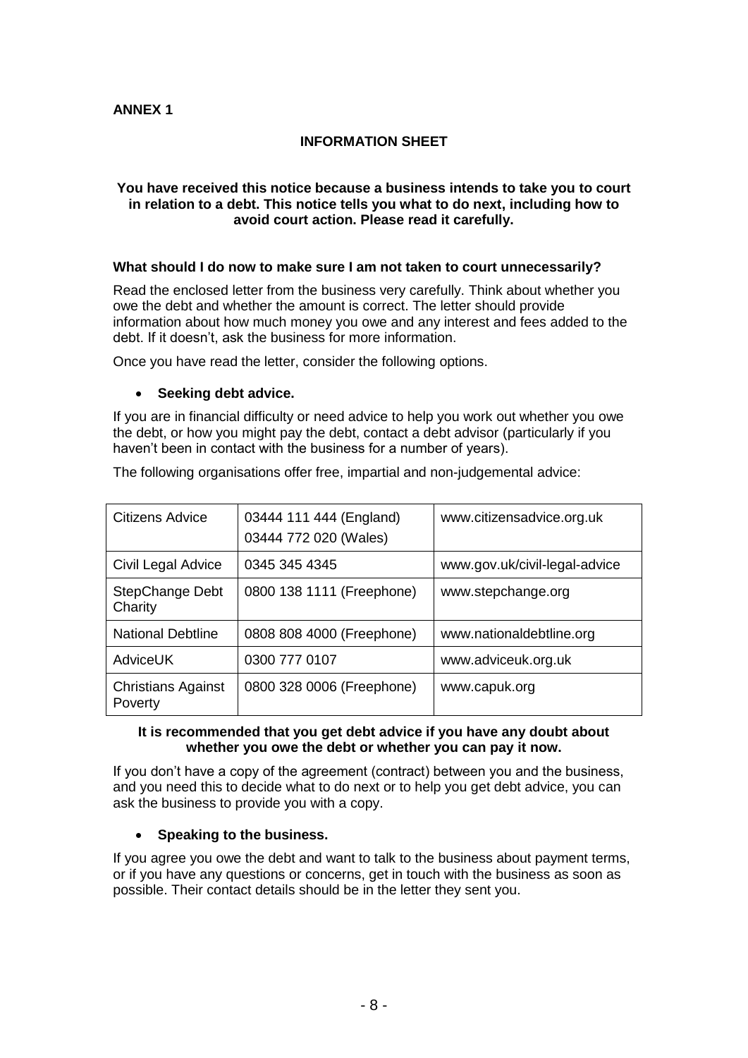**ANNEX 1**

## INFORMATION SHEET

**You have received this notice because a business intends to take you to court in relation to a debt. This notice tells you what to do next, including how to avoid court action. Please read it carefully.**

### What should I do now to make sure I am not taken to court unnecessarily?

Read the enclosed letter from the business very carefully. Think about whether you owe the debt and whether the amount is correct. The letter should provide information about how much money you owe and any interest and fees added to the debt. If it doesn't, ask the business for more information.

Once you have read the letter, consider the following options.

- **Seeking debt advice.**

If you are in financial difficulty or need advice to help you work out whether you owe the debt, or how you might pay the debt, contact a debt advisor (particularly if you haven't been in contact with the business for a number of years).

The following organisations offer free, impartial and non-judgemental advice:

| | | |
|---|---|---|
| Citizens Advice | 03444 111 444 (England)<br>03444 772 020 (Wales) | www.citizensadvice.org.uk |
| Civil Legal Advice | 0345 345 4345 | www.gov.uk/civil-legal-advice |
| StepChange Debt Charity | 0800 138 1111 (Freephone) | www.stepchange.org |
| National Debtline | 0808 808 4000 (Freephone) | www.nationaldebtline.org |
| AdviceUK | 0300 777 0107 | www.adviceuk.org.uk |
| Christians Against Poverty | 0800 328 0006 (Freephone) | www.capuk.org |

**It is recommended that you get debt advice if you have any doubt about whether you owe the debt or whether you can pay it now.**

If you don't have a copy of the agreement (contract) between you and the business, and you need this to decide what to do next or to help you get debt advice, you can ask the business to provide you with a copy.

- **Speaking to the business.**

If you agree you owe the debt and want to talk to the business about payment terms, or if you have any questions or concerns, get in touch with the business as soon as possible. Their contact details should be in the letter they sent you.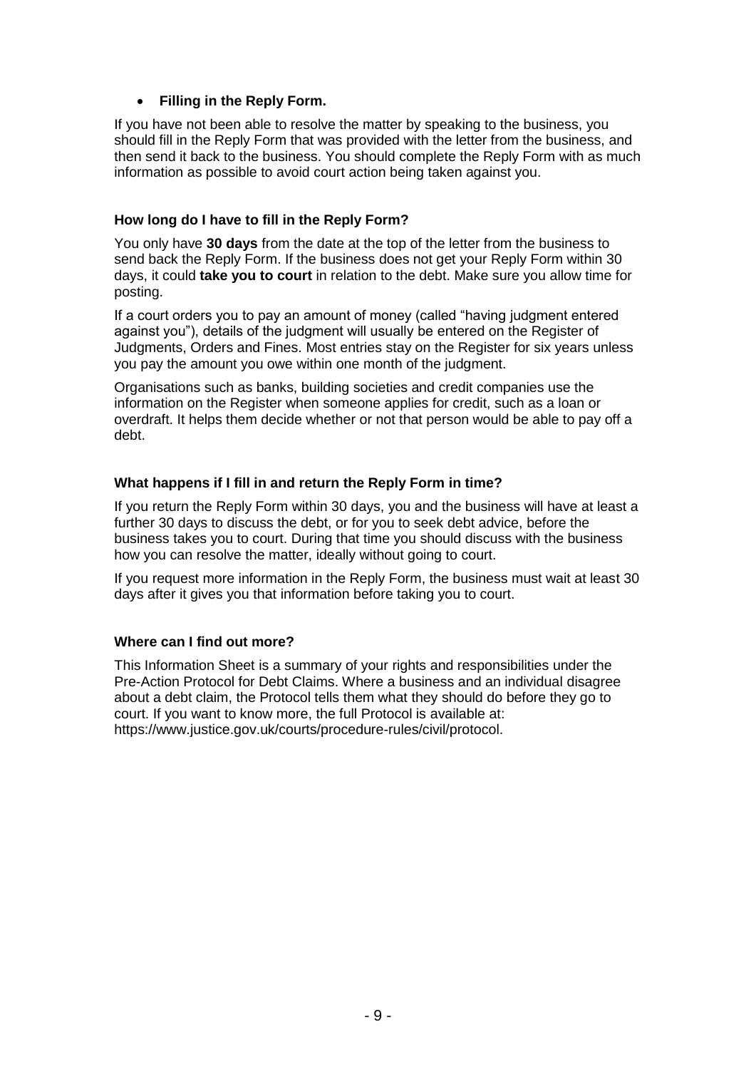- **Filling in the Reply Form.**

If you have not been able to resolve the matter by speaking to the business, you should fill in the Reply Form that was provided with the letter from the business, and then send it back to the business. You should complete the Reply Form with as much information as possible to avoid court action being taken against you.

### How long do I have to fill in the Reply Form?

You only have **30 days** from the date at the top of the letter from the business to send back the Reply Form. If the business does not get your Reply Form within 30 days, it could **take you to court** in relation to the debt. Make sure you allow time for posting.

If a court orders you to pay an amount of money (called "having judgment entered against you"), details of the judgment will usually be entered on the Register of Judgments, Orders and Fines. Most entries stay on the Register for six years unless you pay the amount you owe within one month of the judgment.

Organisations such as banks, building societies and credit companies use the information on the Register when someone applies for credit, such as a loan or overdraft. It helps them decide whether or not that person would be able to pay off a debt.

### What happens if I fill in and return the Reply Form in time?

If you return the Reply Form within 30 days, you and the business will have at least a further 30 days to discuss the debt, or for you to seek debt advice, before the business takes you to court. During that time you should discuss with the business how you can resolve the matter, ideally without going to court.

If you request more information in the Reply Form, the business must wait at least 30 days after it gives you that information before taking you to court.

### Where can I find out more?

This Information Sheet is a summary of your rights and responsibilities under the Pre-Action Protocol for Debt Claims. Where a business and an individual disagree about a debt claim, the Protocol tells them what they should do before they go to court. If you want to know more, the full Protocol is available at: https://www.justice.gov.uk/courts/procedure-rules/civil/protocol.